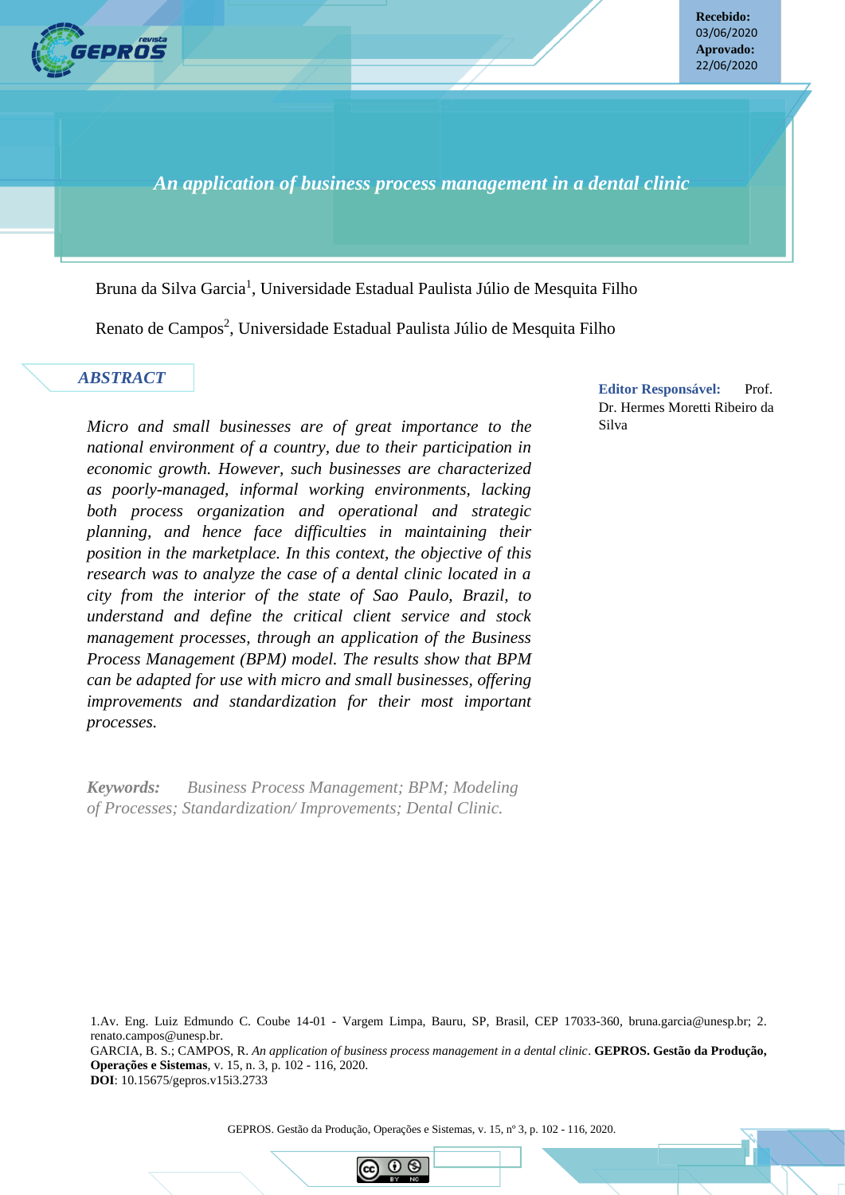**Recebido:** 03/06/2020
**Aprovado:** 22/06/2020

# *An application of business process management in a dental clinic*

Bruna da Silva Garcia[1], Universidade Estadual Paulista Júlio de Mesquita Filho

Renato de Campos[2], Universidade Estadual Paulista Júlio de Mesquita Filho

**Editor Responsável:** Prof. Dr. Hermes Moretti Ribeiro da Silva

## *ABSTRACT*

*Micro and small businesses are of great importance to the national environment of a country, due to their participation in economic growth. However, such businesses are characterized as poorly-managed, informal working environments, lacking both process organization and operational and strategic planning, and hence face difficulties in maintaining their position in the marketplace. In this context, the objective of this research was to analyze the case of a dental clinic located in a city from the interior of the state of Sao Paulo, Brazil, to understand and define the critical client service and stock management processes, through an application of the Business Process Management (BPM) model. The results show that BPM can be adapted for use with micro and small businesses, offering improvements and standardization for their most important processes.*

***Keywords:*** *Business Process Management; BPM; Modeling of Processes; Standardization/ Improvements; Dental Clinic.*

1.Av. Eng. Luiz Edmundo C. Coube 14-01 - Vargem Limpa, Bauru, SP, Brasil, CEP 17033-360, bruna.garcia@unesp.br; 2. renato.campos@unesp.br.

GARCIA, B. S.; CAMPOS, R. *An application of business process management in a dental clinic*. **GEPROS. Gestão da Produção, Operações e Sistemas**, v. 15, n. 3, p. 102 - 116, 2020.

**DOI**: 10.15675/gepros.v15i3.2733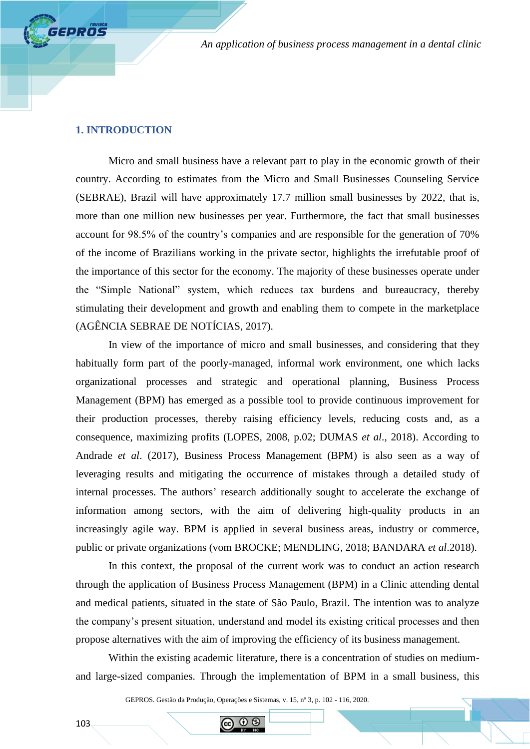## 1. INTRODUCTION

Micro and small business have a relevant part to play in the economic growth of their country. According to estimates from the Micro and Small Businesses Counseling Service (SEBRAE), Brazil will have approximately 17.7 million small businesses by 2022, that is, more than one million new businesses per year. Furthermore, the fact that small businesses account for 98.5% of the country's companies and are responsible for the generation of 70% of the income of Brazilians working in the private sector, highlights the irrefutable proof of the importance of this sector for the economy. The majority of these businesses operate under the "Simple National" system, which reduces tax burdens and bureaucracy, thereby stimulating their development and growth and enabling them to compete in the marketplace (AGÊNCIA SEBRAE DE NOTÍCIAS, 2017).

In view of the importance of micro and small businesses, and considering that they habitually form part of the poorly-managed, informal work environment, one which lacks organizational processes and strategic and operational planning, Business Process Management (BPM) has emerged as a possible tool to provide continuous improvement for their production processes, thereby raising efficiency levels, reducing costs and, as a consequence, maximizing profits (LOPES, 2008, p.02; DUMAS *et al*., 2018). According to Andrade *et al*. (2017), Business Process Management (BPM) is also seen as a way of leveraging results and mitigating the occurrence of mistakes through a detailed study of internal processes. The authors' research additionally sought to accelerate the exchange of information among sectors, with the aim of delivering high-quality products in an increasingly agile way. BPM is applied in several business areas, industry or commerce, public or private organizations (vom BROCKE; MENDLING, 2018; BANDARA *et al*.2018).

In this context, the proposal of the current work was to conduct an action research through the application of Business Process Management (BPM) in a Clinic attending dental and medical patients, situated in the state of São Paulo, Brazil. The intention was to analyze the company's present situation, understand and model its existing critical processes and then propose alternatives with the aim of improving the efficiency of its business management.

Within the existing academic literature, there is a concentration of studies on medium- and large-sized companies. Through the implementation of BPM in a small business, this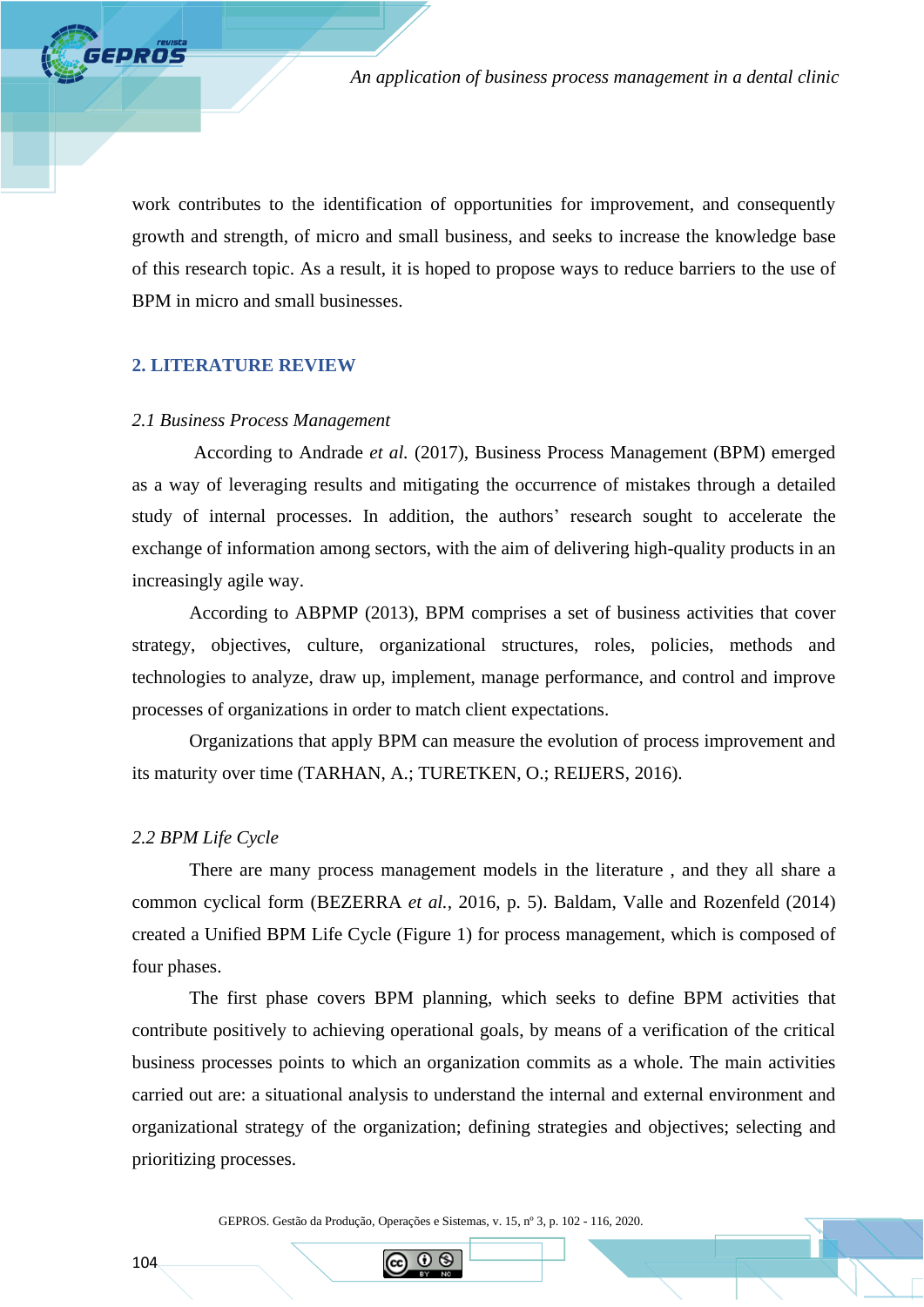work contributes to the identification of opportunities for improvement, and consequently growth and strength, of micro and small business, and seeks to increase the knowledge base of this research topic. As a result, it is hoped to propose ways to reduce barriers to the use of BPM in micro and small businesses.

## 2. LITERATURE REVIEW

### *2.1 Business Process Management*

According to Andrade *et al.* (2017), Business Process Management (BPM) emerged as a way of leveraging results and mitigating the occurrence of mistakes through a detailed study of internal processes. In addition, the authors' research sought to accelerate the exchange of information among sectors, with the aim of delivering high-quality products in an increasingly agile way.

According to ABPMP (2013), BPM comprises a set of business activities that cover strategy, objectives, culture, organizational structures, roles, policies, methods and technologies to analyze, draw up, implement, manage performance, and control and improve processes of organizations in order to match client expectations.

Organizations that apply BPM can measure the evolution of process improvement and its maturity over time (TARHAN, A.; TURETKEN, O.; REIJERS, 2016).

### *2.2 BPM Life Cycle*

There are many process management models in the literature , and they all share a common cyclical form (BEZERRA *et al.*, 2016, p. 5). Baldam, Valle and Rozenfeld (2014) created a Unified BPM Life Cycle (Figure 1) for process management, which is composed of four phases.

The first phase covers BPM planning, which seeks to define BPM activities that contribute positively to achieving operational goals, by means of a verification of the critical business processes points to which an organization commits as a whole. The main activities carried out are: a situational analysis to understand the internal and external environment and organizational strategy of the organization; defining strategies and objectives; selecting and prioritizing processes.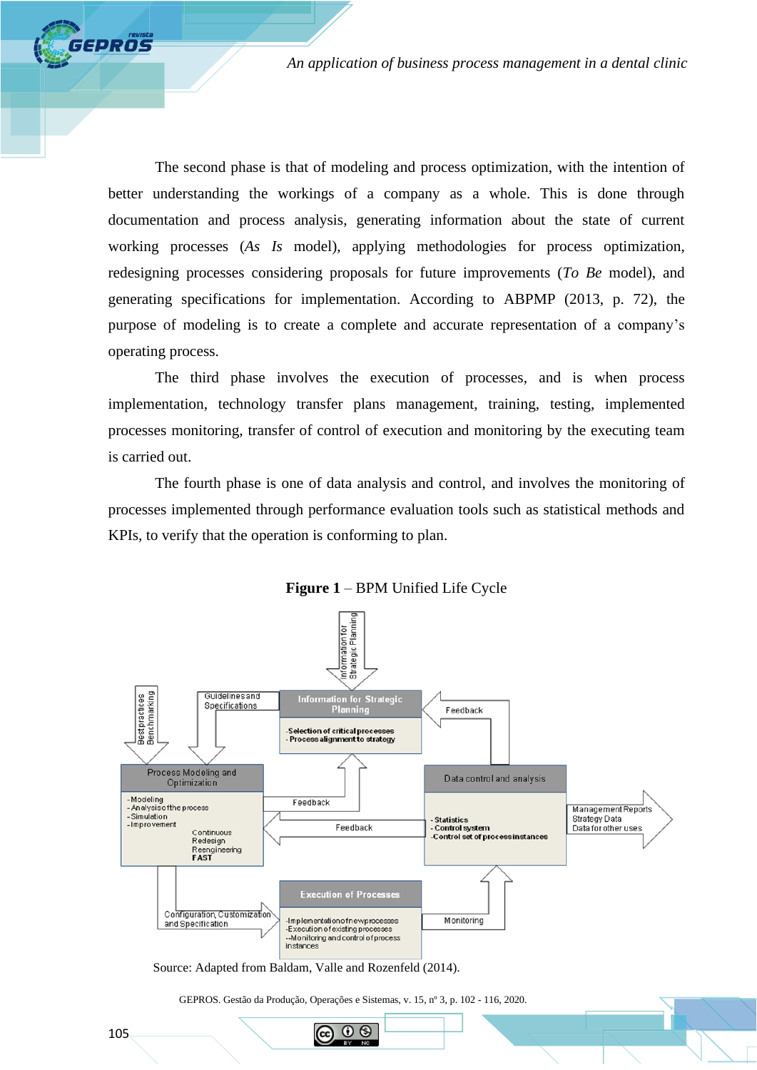The second phase is that of modeling and process optimization, with the intention of better understanding the workings of a company as a whole. This is done through documentation and process analysis, generating information about the state of current working processes (*As Is* model), applying methodologies for process optimization, redesigning processes considering proposals for future improvements (*To Be* model), and generating specifications for implementation. According to ABPMP (2013, p. 72), the purpose of modeling is to create a complete and accurate representation of a company's operating process.

The third phase involves the execution of processes, and is when process implementation, technology transfer plans management, training, testing, implemented processes monitoring, transfer of control of execution and monitoring by the executing team is carried out.

The fourth phase is one of data analysis and control, and involves the monitoring of processes implemented through performance evaluation tools such as statistical methods and KPIs, to verify that the operation is conforming to plan.

**Figure 1** – BPM Unified Life Cycle

Source: Adapted from Baldam, Valle and Rozenfeld (2014).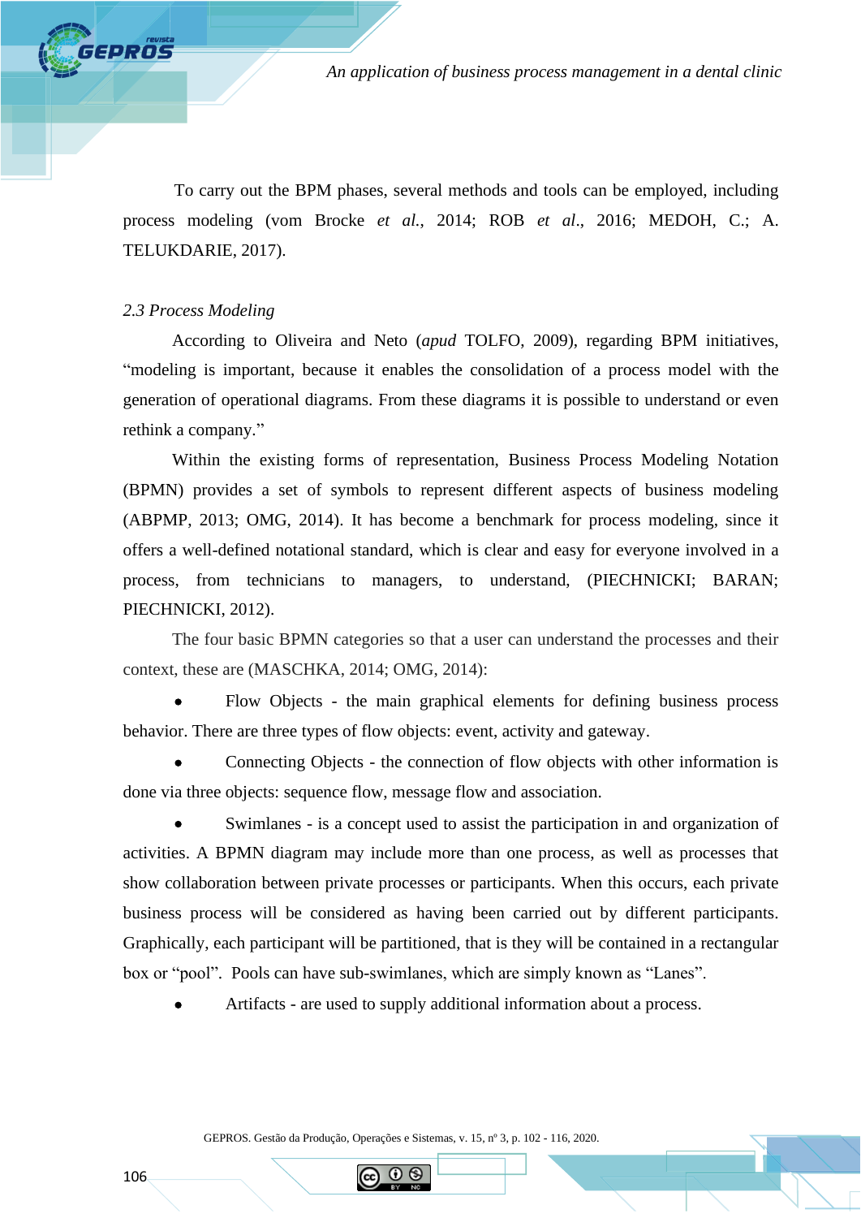To carry out the BPM phases, several methods and tools can be employed, including process modeling (vom Brocke *et al.*, 2014; ROB *et al*., 2016; MEDOH, C.; A. TELUKDARIE, 2017).

### *2.3 Process Modeling*

According to Oliveira and Neto (*apud* TOLFO, 2009), regarding BPM initiatives, “modeling is important, because it enables the consolidation of a process model with the generation of operational diagrams. From these diagrams it is possible to understand or even rethink a company.”

Within the existing forms of representation, Business Process Modeling Notation (BPMN) provides a set of symbols to represent different aspects of business modeling (ABPMP, 2013; OMG, 2014). It has become a benchmark for process modeling, since it offers a well-defined notational standard, which is clear and easy for everyone involved in a process, from technicians to managers, to understand, (PIECHNICKI; BARAN; PIECHNICKI, 2012).

The four basic BPMN categories so that a user can understand the processes and their context, these are (MASCHKA, 2014; OMG, 2014):

- Flow Objects - the main graphical elements for defining business process behavior. There are three types of flow objects: event, activity and gateway.
- Connecting Objects - the connection of flow objects with other information is done via three objects: sequence flow, message flow and association.
- Swimlanes - is a concept used to assist the participation in and organization of activities. A BPMN diagram may include more than one process, as well as processes that show collaboration between private processes or participants. When this occurs, each private business process will be considered as having been carried out by different participants. Graphically, each participant will be partitioned, that is they will be contained in a rectangular box or “pool”. Pools can have sub-swimlanes, which are simply known as “Lanes”.
- Artifacts - are used to supply additional information about a process.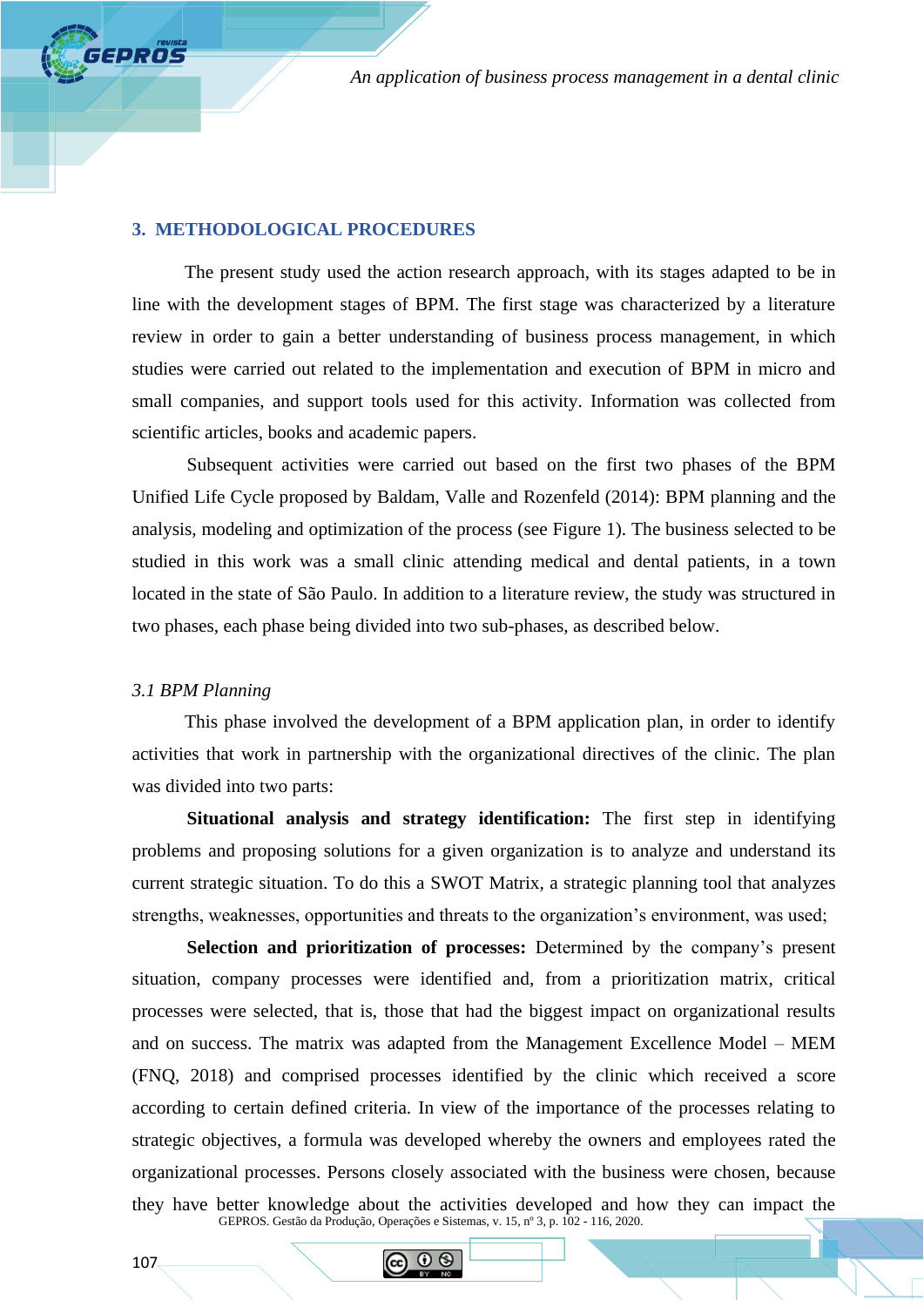## 3. METHODOLOGICAL PROCEDURES

The present study used the action research approach, with its stages adapted to be in line with the development stages of BPM. The first stage was characterized by a literature review in order to gain a better understanding of business process management, in which studies were carried out related to the implementation and execution of BPM in micro and small companies, and support tools used for this activity. Information was collected from scientific articles, books and academic papers.

Subsequent activities were carried out based on the first two phases of the BPM Unified Life Cycle proposed by Baldam, Valle and Rozenfeld (2014): BPM planning and the analysis, modeling and optimization of the process (see Figure 1). The business selected to be studied in this work was a small clinic attending medical and dental patients, in a town located in the state of São Paulo. In addition to a literature review, the study was structured in two phases, each phase being divided into two sub-phases, as described below.

### *3.1 BPM Planning*

This phase involved the development of a BPM application plan, in order to identify activities that work in partnership with the organizational directives of the clinic. The plan was divided into two parts:

**Situational analysis and strategy identification:** The first step in identifying problems and proposing solutions for a given organization is to analyze and understand its current strategic situation. To do this a SWOT Matrix, a strategic planning tool that analyzes strengths, weaknesses, opportunities and threats to the organization's environment, was used;

**Selection and prioritization of processes:** Determined by the company's present situation, company processes were identified and, from a prioritization matrix, critical processes were selected, that is, those that had the biggest impact on organizational results and on success. The matrix was adapted from the Management Excellence Model – MEM (FNQ, 2018) and comprised processes identified by the clinic which received a score according to certain defined criteria. In view of the importance of the processes relating to strategic objectives, a formula was developed whereby the owners and employees rated the organizational processes. Persons closely associated with the business were chosen, because they have better knowledge about the activities developed and how they can impact the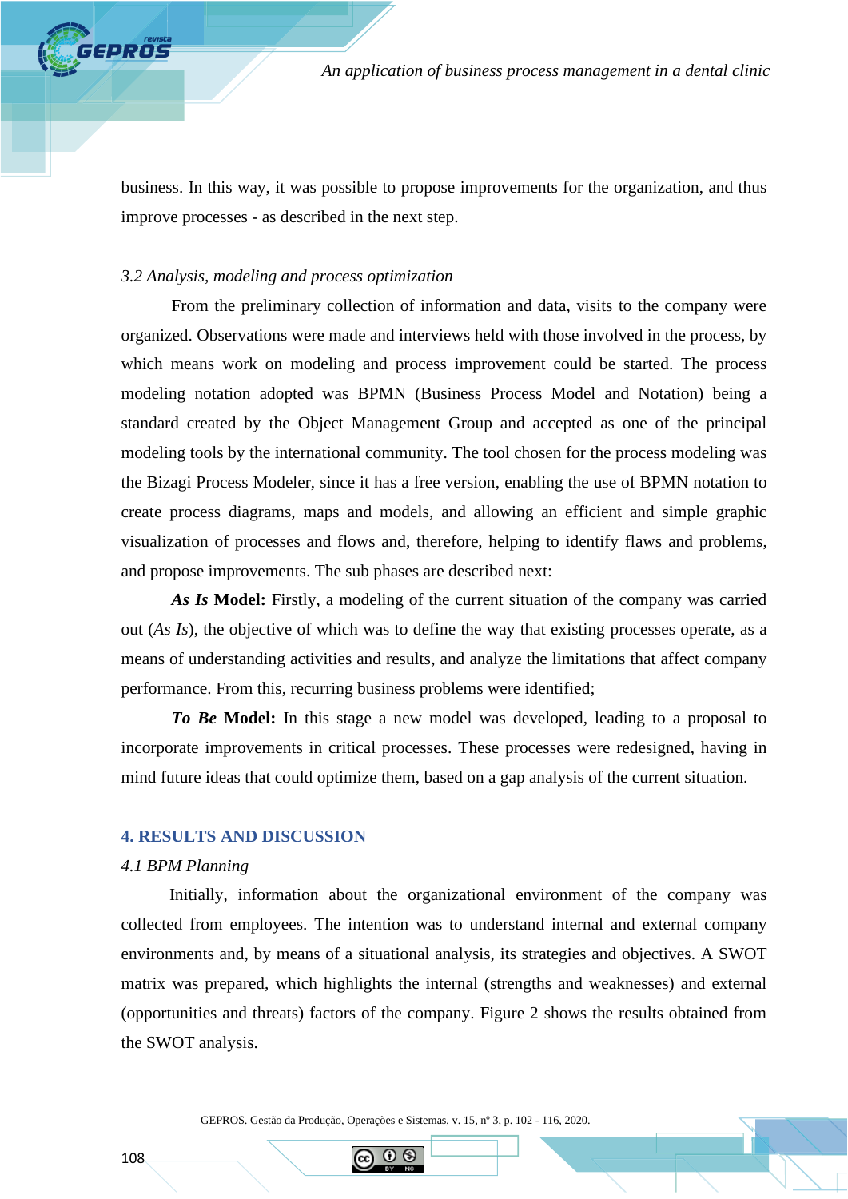business. In this way, it was possible to propose improvements for the organization, and thus improve processes - as described in the next step.

*3.2 Analysis, modeling and process optimization*

From the preliminary collection of information and data, visits to the company were organized. Observations were made and interviews held with those involved in the process, by which means work on modeling and process improvement could be started. The process modeling notation adopted was BPMN (Business Process Model and Notation) being a standard created by the Object Management Group and accepted as one of the principal modeling tools by the international community. The tool chosen for the process modeling was the Bizagi Process Modeler, since it has a free version, enabling the use of BPMN notation to create process diagrams, maps and models, and allowing an efficient and simple graphic visualization of processes and flows and, therefore, helping to identify flaws and problems, and propose improvements. The sub phases are described next:

***As Is* Model:** Firstly, a modeling of the current situation of the company was carried out (*As Is*), the objective of which was to define the way that existing processes operate, as a means of understanding activities and results, and analyze the limitations that affect company performance. From this, recurring business problems were identified;

***To Be* Model:** In this stage a new model was developed, leading to a proposal to incorporate improvements in critical processes. These processes were redesigned, having in mind future ideas that could optimize them, based on a gap analysis of the current situation.

## 4. RESULTS AND DISCUSSION

*4.1 BPM Planning*

Initially, information about the organizational environment of the company was collected from employees. The intention was to understand internal and external company environments and, by means of a situational analysis, its strategies and objectives. A SWOT matrix was prepared, which highlights the internal (strengths and weaknesses) and external (opportunities and threats) factors of the company. Figure 2 shows the results obtained from the SWOT analysis.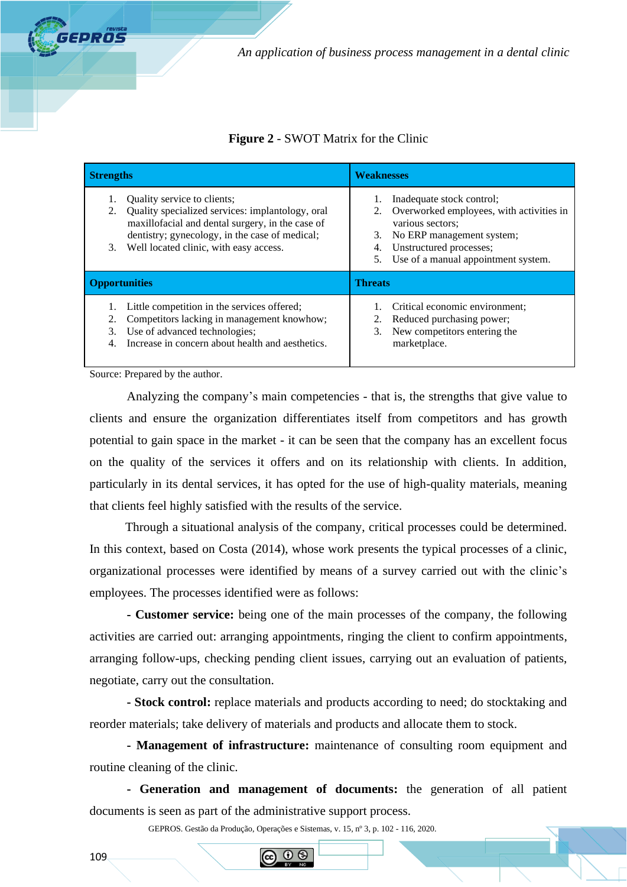**Figure 2** - SWOT Matrix for the Clinic

| **Strengths** | **Weaknesses** |
|---|---|
| 1. Quality service to clients;<br>2. Quality specialized services: implantology, oral maxillofacial and dental surgery, in the case of dentistry; gynecology, in the case of medical;<br>3. Well located clinic, with easy access. | 1. Inadequate stock control;<br>2. Overworked employees, with activities in various sectors;<br>3. No ERP management system;<br>4. Unstructured processes;<br>5. Use of a manual appointment system. |
| **Opportunities** | **Threats** |
| 1. Little competition in the services offered;<br>2. Competitors lacking in management knowhow;<br>3. Use of advanced technologies;<br>4. Increase in concern about health and aesthetics. | 1. Critical economic environment;<br>2. Reduced purchasing power;<br>3. New competitors entering the marketplace. |

Source: Prepared by the author.

Analyzing the company's main competencies - that is, the strengths that give value to clients and ensure the organization differentiates itself from competitors and has growth potential to gain space in the market - it can be seen that the company has an excellent focus on the quality of the services it offers and on its relationship with clients. In addition, particularly in its dental services, it has opted for the use of high-quality materials, meaning that clients feel highly satisfied with the results of the service.

Through a situational analysis of the company, critical processes could be determined. In this context, based on Costa (2014), whose work presents the typical processes of a clinic, organizational processes were identified by means of a survey carried out with the clinic's employees. The processes identified were as follows:

**- Customer service:** being one of the main processes of the company, the following activities are carried out: arranging appointments, ringing the client to confirm appointments, arranging follow-ups, checking pending client issues, carrying out an evaluation of patients, negotiate, carry out the consultation.

**- Stock control:** replace materials and products according to need; do stocktaking and reorder materials; take delivery of materials and products and allocate them to stock.

**- Management of infrastructure:** maintenance of consulting room equipment and routine cleaning of the clinic.

**- Generation and management of documents:** the generation of all patient documents is seen as part of the administrative support process.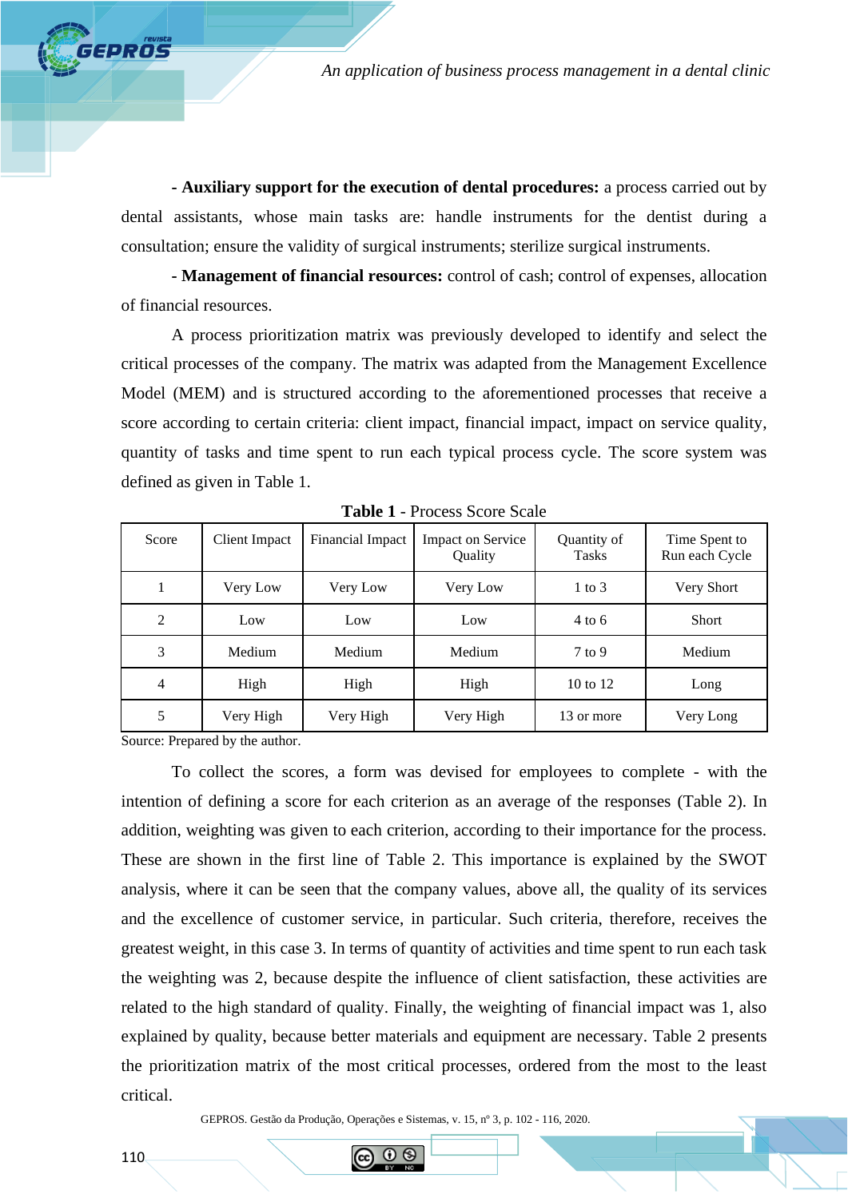- **Auxiliary support for the execution of dental procedures:** a process carried out by dental assistants, whose main tasks are: handle instruments for the dentist during a consultation; ensure the validity of surgical instruments; sterilize surgical instruments.

- **Management of financial resources:** control of cash; control of expenses, allocation of financial resources.

A process prioritization matrix was previously developed to identify and select the critical processes of the company. The matrix was adapted from the Management Excellence Model (MEM) and is structured according to the aforementioned processes that receive a score according to certain criteria: client impact, financial impact, impact on service quality, quantity of tasks and time spent to run each typical process cycle. The score system was defined as given in Table 1.

**Table 1** - Process Score Scale

| Score | Client Impact | Financial Impact | Impact on Service Quality | Quantity of Tasks | Time Spent to Run each Cycle |
|---|---|---|---|---|---|
| 1 | Very Low | Very Low | Very Low | 1 to 3 | Very Short |
| 2 | Low | Low | Low | 4 to 6 | Short |
| 3 | Medium | Medium | Medium | 7 to 9 | Medium |
| 4 | High | High | High | 10 to 12 | Long |
| 5 | Very High | Very High | Very High | 13 or more | Very Long |

Source: Prepared by the author.

To collect the scores, a form was devised for employees to complete - with the intention of defining a score for each criterion as an average of the responses (Table 2). In addition, weighting was given to each criterion, according to their importance for the process. These are shown in the first line of Table 2. This importance is explained by the SWOT analysis, where it can be seen that the company values, above all, the quality of its services and the excellence of customer service, in particular. Such criteria, therefore, receives the greatest weight, in this case 3. In terms of quantity of activities and time spent to run each task the weighting was 2, because despite the influence of client satisfaction, these activities are related to the high standard of quality. Finally, the weighting of financial impact was 1, also explained by quality, because better materials and equipment are necessary. Table 2 presents the prioritization matrix of the most critical processes, ordered from the most to the least critical.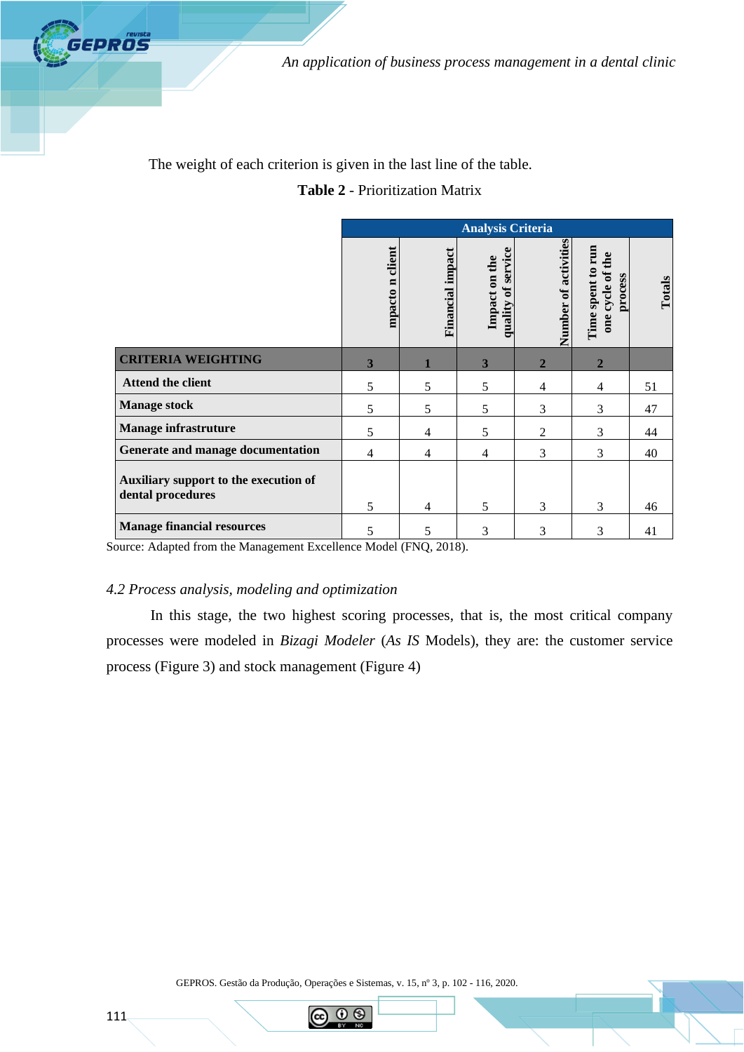The weight of each criterion is given in the last line of the table.

**Table 2** - Prioritization Matrix

| | Analysis Criteria | | | | | |
|---|---|---|---|---|---|---|
| | mpacto n client | Financial impact | Impact on the quality of service | Number of activities | Time spent to run one cycle of the process | Totals |
| **CRITERIA WEIGHTING** | **3** | **1** | **3** | **2** | **2** | |
| **Attend the client** | 5 | 5 | 5 | 4 | 4 | 51 |
| **Manage stock** | 5 | 5 | 5 | 3 | 3 | 47 |
| **Manage infrastruture** | 5 | 4 | 5 | 2 | 3 | 44 |
| **Generate and manage documentation** | 4 | 4 | 4 | 3 | 3 | 40 |
| **Auxiliary support to the execution of dental procedures** | 5 | 4 | 5 | 3 | 3 | 46 |
| **Manage financial resources** | 5 | 5 | 3 | 3 | 3 | 41 |

Source: Adapted from the Management Excellence Model (FNQ, 2018).

### *4.2 Process analysis, modeling and optimization*

In this stage, the two highest scoring processes, that is, the most critical company processes were modeled in *Bizagi Modeler* (*As IS* Models), they are: the customer service process (Figure 3) and stock management (Figure 4)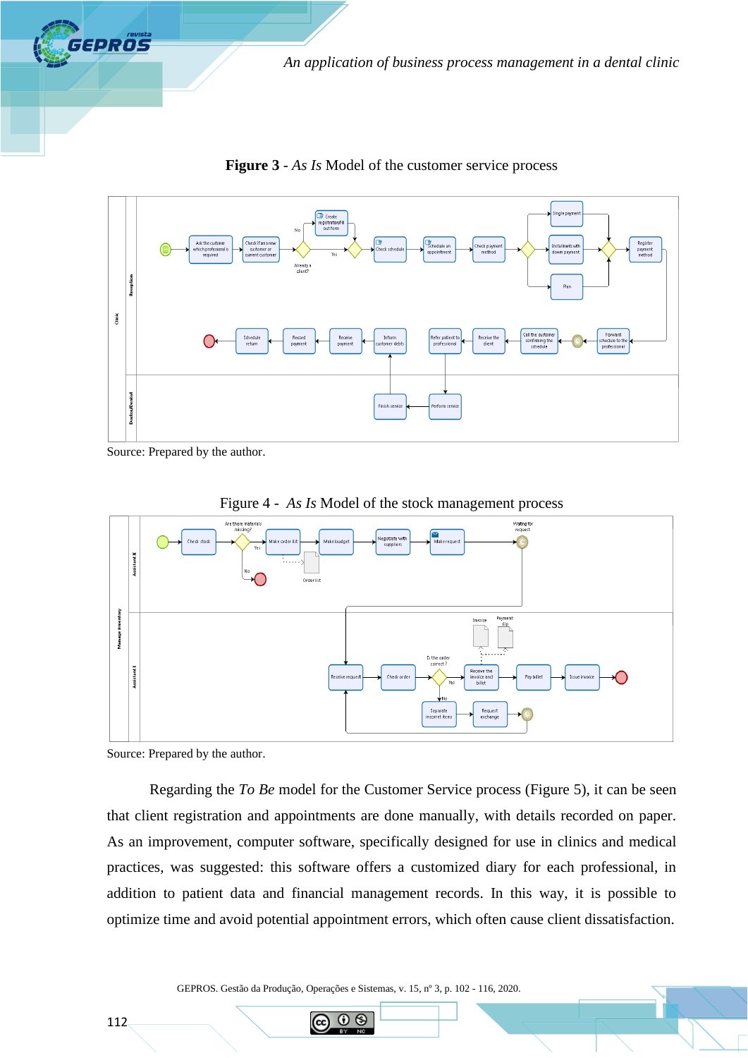**Figure 3** - *As Is* Model of the customer service process

Source: Prepared by the author.

Figure 4 - *As Is* Model of the stock management process

Source: Prepared by the author.

Regarding the *To Be* model for the Customer Service process (Figure 5), it can be seen that client registration and appointments are done manually, with details recorded on paper. As an improvement, computer software, specifically designed for use in clinics and medical practices, was suggested: this software offers a customized diary for each professional, in addition to patient data and financial management records. In this way, it is possible to optimize time and avoid potential appointment errors, which often cause client dissatisfaction.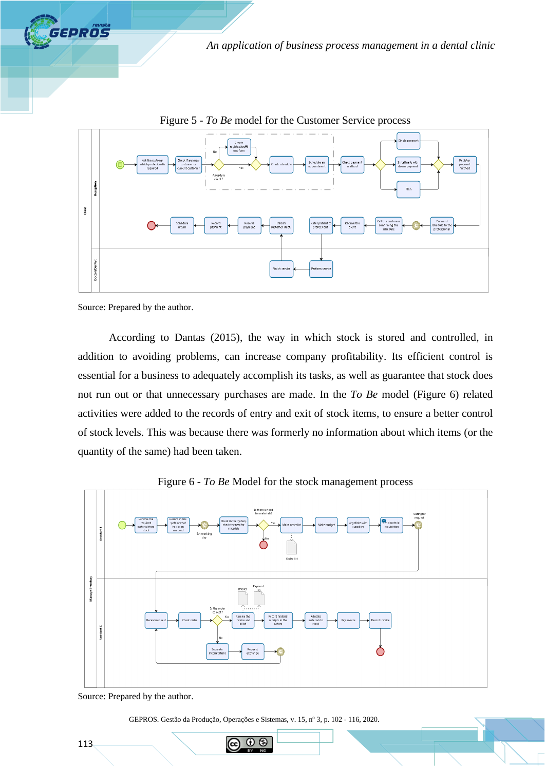Figure 5 - *To Be* model for the Customer Service process

Source: Prepared by the author.

According to Dantas (2015), the way in which stock is stored and controlled, in addition to avoiding problems, can increase company profitability. Its efficient control is essential for a business to adequately accomplish its tasks, as well as guarantee that stock does not run out or that unnecessary purchases are made. In the *To Be* model (Figure 6) related activities were added to the records of entry and exit of stock items, to ensure a better control of stock levels. This was because there was formerly no information about which items (or the quantity of the same) had been taken.

Figure 6 - *To Be* Model for the stock management process

Source: Prepared by the author.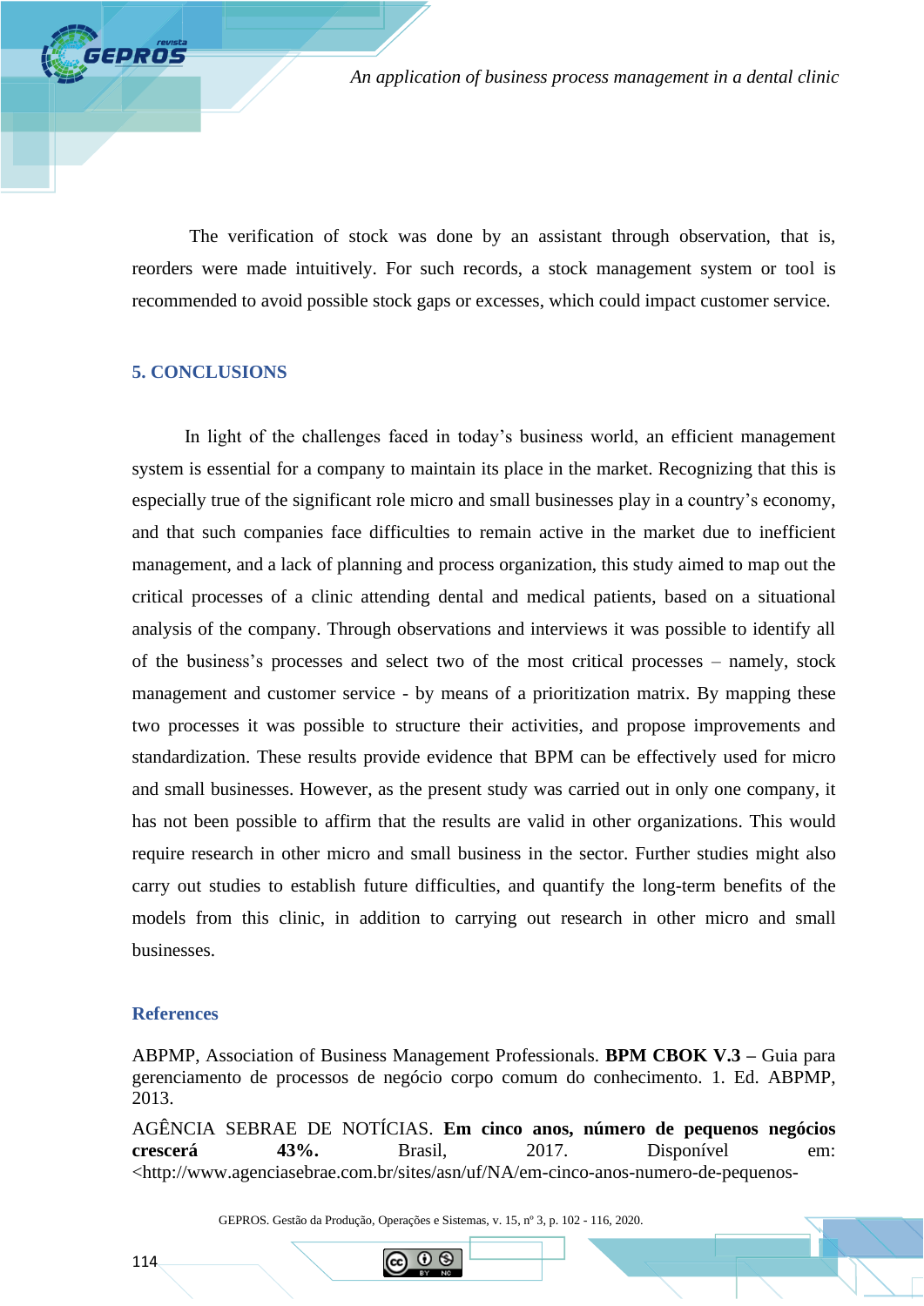The verification of stock was done by an assistant through observation, that is, reorders were made intuitively. For such records, a stock management system or tool is recommended to avoid possible stock gaps or excesses, which could impact customer service.

## 5. CONCLUSIONS

In light of the challenges faced in today's business world, an efficient management system is essential for a company to maintain its place in the market. Recognizing that this is especially true of the significant role micro and small businesses play in a country's economy, and that such companies face difficulties to remain active in the market due to inefficient management, and a lack of planning and process organization, this study aimed to map out the critical processes of a clinic attending dental and medical patients, based on a situational analysis of the company. Through observations and interviews it was possible to identify all of the business's processes and select two of the most critical processes – namely, stock management and customer service - by means of a prioritization matrix. By mapping these two processes it was possible to structure their activities, and propose improvements and standardization. These results provide evidence that BPM can be effectively used for micro and small businesses. However, as the present study was carried out in only one company, it has not been possible to affirm that the results are valid in other organizations. This would require research in other micro and small business in the sector. Further studies might also carry out studies to establish future difficulties, and quantify the long-term benefits of the models from this clinic, in addition to carrying out research in other micro and small businesses.

## References

ABPMP, Association of Business Management Professionals. **BPM CBOK V.3** – Guia para gerenciamento de processos de negócio corpo comum do conhecimento. 1. Ed. ABPMP, 2013.

AGÊNCIA SEBRAE DE NOTÍCIAS. **Em cinco anos, número de pequenos negócios crescerá 43%.** Brasil, 2017. Disponível em: <http://www.agenciasebrae.com.br/sites/asn/uf/NA/em-cinco-anos-numero-de-pequenos-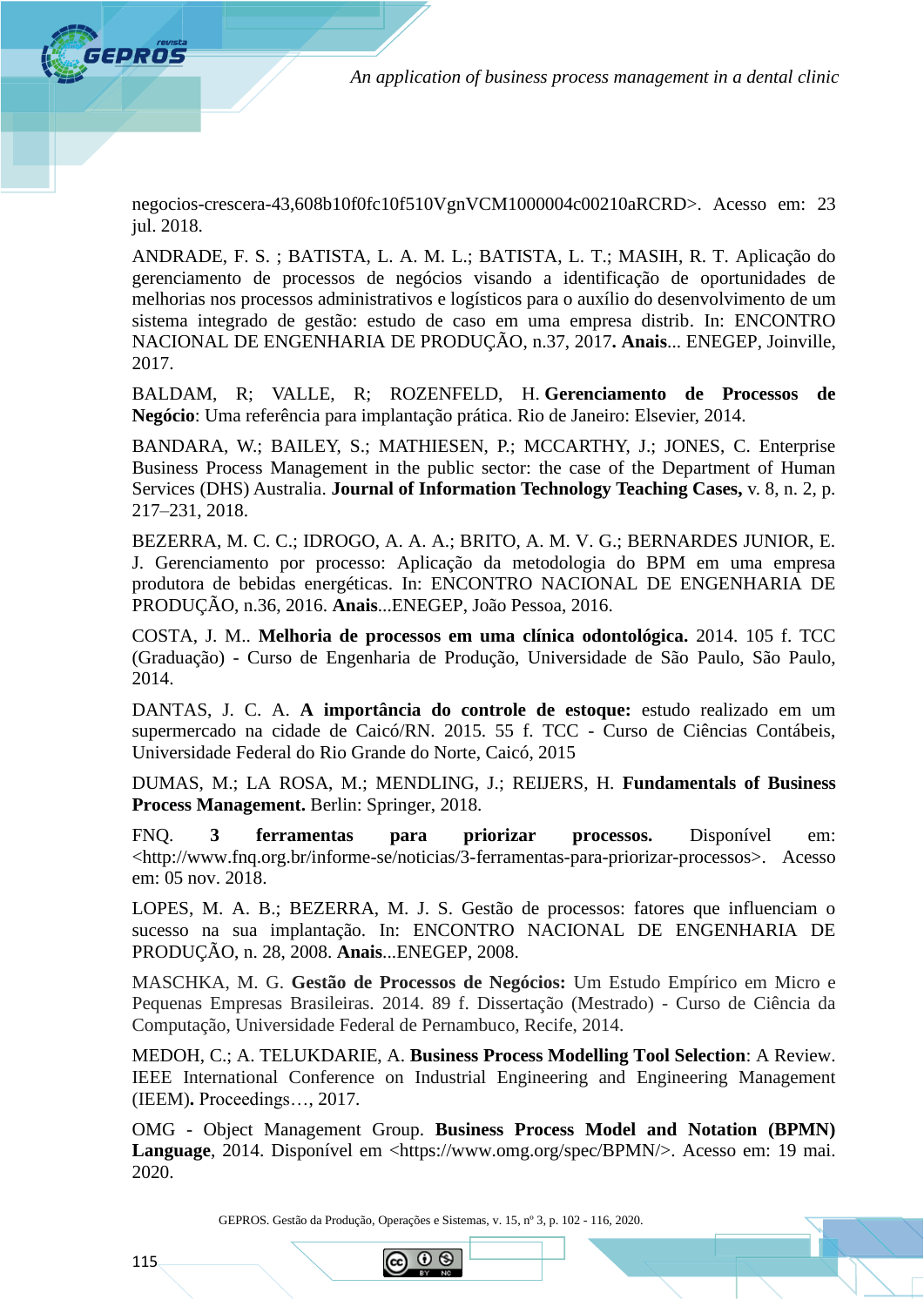negocios-crescera-43,608b10f0fc10f510VgnVCM1000004c00210aRCRD>. Acesso em: 23 jul. 2018.

ANDRADE, F. S. ; BATISTA, L. A. M. L.; BATISTA, L. T.; MASIH, R. T. Aplicação do gerenciamento de processos de negócios visando a identificação de oportunidades de melhorias nos processos administrativos e logísticos para o auxílio do desenvolvimento de um sistema integrado de gestão: estudo de caso em uma empresa distrib. In: ENCONTRO NACIONAL DE ENGENHARIA DE PRODUÇÃO, n.37, 2017**. Anais**... ENEGEP, Joinville, 2017.

BALDAM, R; VALLE, R; ROZENFELD, H. **Gerenciamento de Processos de Negócio**: Uma referência para implantação prática. Rio de Janeiro: Elsevier, 2014.

BANDARA, W.; BAILEY, S.; MATHIESEN, P.; MCCARTHY, J.; JONES, C. Enterprise Business Process Management in the public sector: the case of the Department of Human Services (DHS) Australia. **Journal of Information Technology Teaching Cases,** v. 8, n. 2, p. 217–231, 2018.

BEZERRA, M. C. C.; IDROGO, A. A. A.; BRITO, A. M. V. G.; BERNARDES JUNIOR, E. J. Gerenciamento por processo: Aplicação da metodologia do BPM em uma empresa produtora de bebidas energéticas. In: ENCONTRO NACIONAL DE ENGENHARIA DE PRODUÇÃO, n.36, 2016. **Anais**...ENEGEP, João Pessoa, 2016.

COSTA, J. M.. **Melhoria de processos em uma clínica odontológica.** 2014. 105 f. TCC (Graduação) - Curso de Engenharia de Produção, Universidade de São Paulo, São Paulo, 2014.

DANTAS, J. C. A. **A importância do controle de estoque:** estudo realizado em um supermercado na cidade de Caicó/RN. 2015. 55 f. TCC - Curso de Ciências Contábeis, Universidade Federal do Rio Grande do Norte, Caicó, 2015

DUMAS, M.; LA ROSA, M.; MENDLING, J.; REIJERS, H. **Fundamentals of Business Process Management.** Berlin: Springer, 2018.

FNQ. **3 ferramentas para priorizar processos.** Disponível em: <http://www.fnq.org.br/informe-se/noticias/3-ferramentas-para-priorizar-processos>. Acesso em: 05 nov. 2018.

LOPES, M. A. B.; BEZERRA, M. J. S. Gestão de processos: fatores que influenciam o sucesso na sua implantação. In: ENCONTRO NACIONAL DE ENGENHARIA DE PRODUÇÃO, n. 28, 2008. **Anais**...ENEGEP, 2008.

MASCHKA, M. G. **Gestão de Processos de Negócios:** Um Estudo Empírico em Micro e Pequenas Empresas Brasileiras. 2014. 89 f. Dissertação (Mestrado) - Curso de Ciência da Computação, Universidade Federal de Pernambuco, Recife, 2014.

MEDOH, C.; A. TELUKDARIE, A. **Business Process Modelling Tool Selection**: A Review. IEEE International Conference on Industrial Engineering and Engineering Management (IEEM**).** Proceedings…, 2017.

OMG - Object Management Group. **Business Process Model and Notation (BPMN) Language**, 2014. Disponível em <https://www.omg.org/spec/BPMN/>. Acesso em: 19 mai. 2020.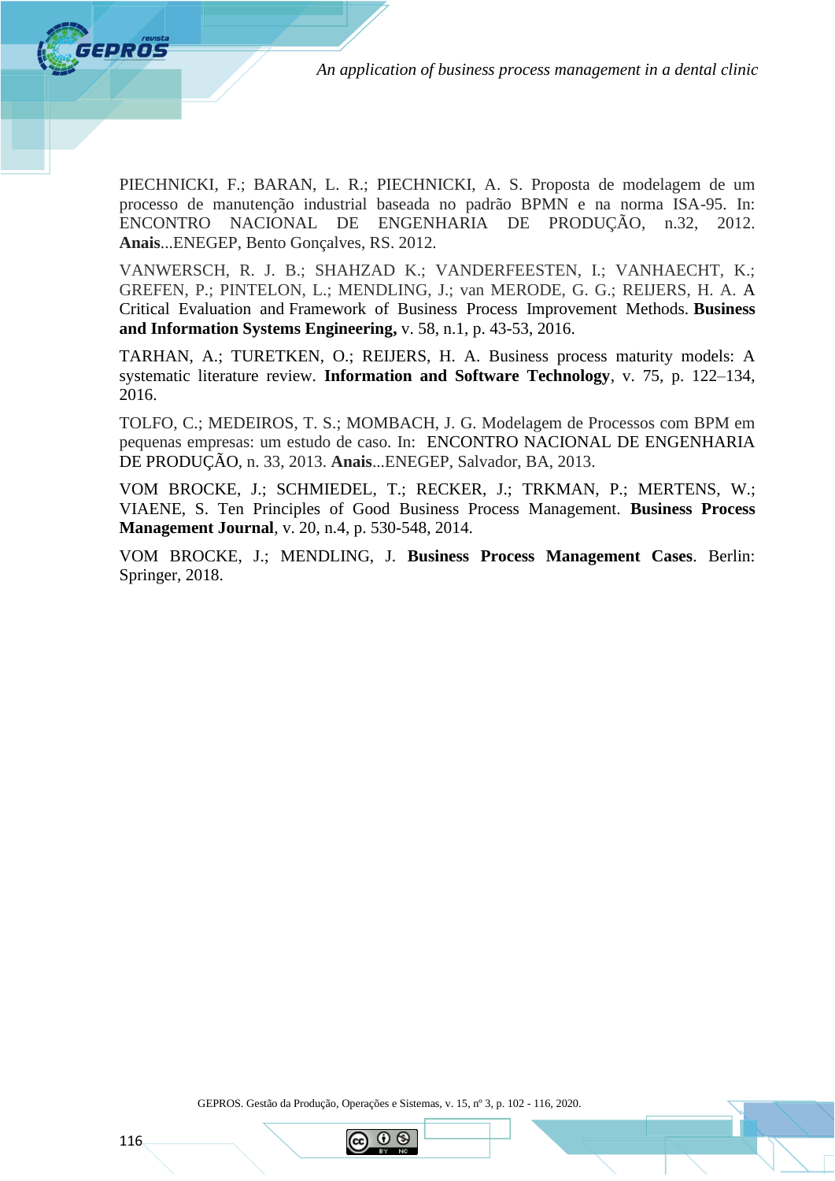PIECHNICKI, F.; BARAN, L. R.; PIECHNICKI, A. S. Proposta de modelagem de um processo de manutenção industrial baseada no padrão BPMN e na norma ISA-95. In: ENCONTRO NACIONAL DE ENGENHARIA DE PRODUÇÃO, n.32, 2012. **Anais**...ENEGEP, Bento Gonçalves, RS. 2012.

VANWERSCH, R. J. B.; SHAHZAD K.; VANDERFEESTEN, I.; VANHAECHT, K.; GREFEN, P.; PINTELON, L.; MENDLING, J.; van MERODE, G. G.; REIJERS, H. A. A Critical Evaluation and Framework of Business Process Improvement Methods. **Business and Information Systems Engineering**, v. 58, n.1, p. 43-53, 2016.

TARHAN, A.; TURETKEN, O.; REIJERS, H. A. Business process maturity models: A systematic literature review. **Information and Software Technology**, v. 75, p. 122–134, 2016.

TOLFO, C.; MEDEIROS, T. S.; MOMBACH, J. G. Modelagem de Processos com BPM em pequenas empresas: um estudo de caso. In: ENCONTRO NACIONAL DE ENGENHARIA DE PRODUÇÃO, n. 33, 2013. **Anais**...ENEGEP, Salvador, BA, 2013.

VOM BROCKE, J.; SCHMIEDEL, T.; RECKER, J.; TRKMAN, P.; MERTENS, W.; VIAENE, S. Ten Principles of Good Business Process Management. **Business Process Management Journal**, v. 20, n.4, p. 530-548, 2014.

VOM BROCKE, J.; MENDLING, J. **Business Process Management Cases**. Berlin: Springer, 2018.